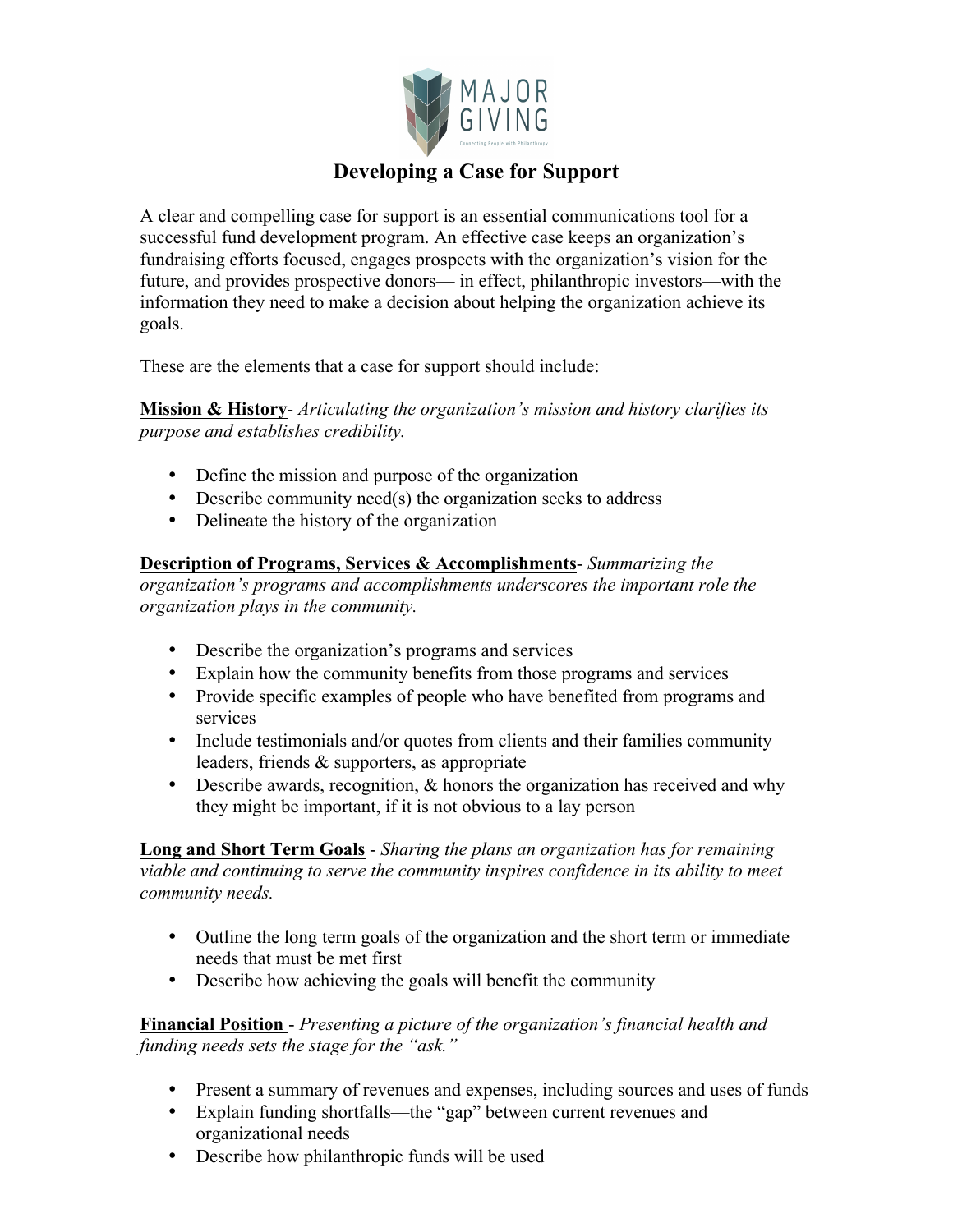MAJOR GIVING

Connecting People with Philanthropy

# Developing a Case for Support

A clear and compelling case for support is an essential communications tool for a successful fund development program. An effective case keeps an organization's fundraising efforts focused, engages prospects with the organization's vision for the future, and provides prospective donors— in effect, philanthropic investors—with the information they need to make a decision about helping the organization achieve its goals.

These are the elements that a case for support should include:

**Mission & History**- *Articulating the organization's mission and history clarifies its purpose and establishes credibility.*

- Define the mission and purpose of the organization
- Describe community need(s) the organization seeks to address
- Delineate the history of the organization

**Description of Programs, Services & Accomplishments**- *Summarizing the organization's programs and accomplishments underscores the important role the organization plays in the community.*

- Describe the organization's programs and services
- Explain how the community benefits from those programs and services
- Provide specific examples of people who have benefited from programs and services
- Include testimonials and/or quotes from clients and their families community leaders, friends & supporters, as appropriate
- Describe awards, recognition, & honors the organization has received and why they might be important, if it is not obvious to a lay person

**Long and Short Term Goals** - *Sharing the plans an organization has for remaining viable and continuing to serve the community inspires confidence in its ability to meet community needs.*

- Outline the long term goals of the organization and the short term or immediate needs that must be met first
- Describe how achieving the goals will benefit the community

**Financial Position** - *Presenting a picture of the organization's financial health and funding needs sets the stage for the "ask."*

- Present a summary of revenues and expenses, including sources and uses of funds
- Explain funding shortfalls—the "gap" between current revenues and organizational needs
- Describe how philanthropic funds will be used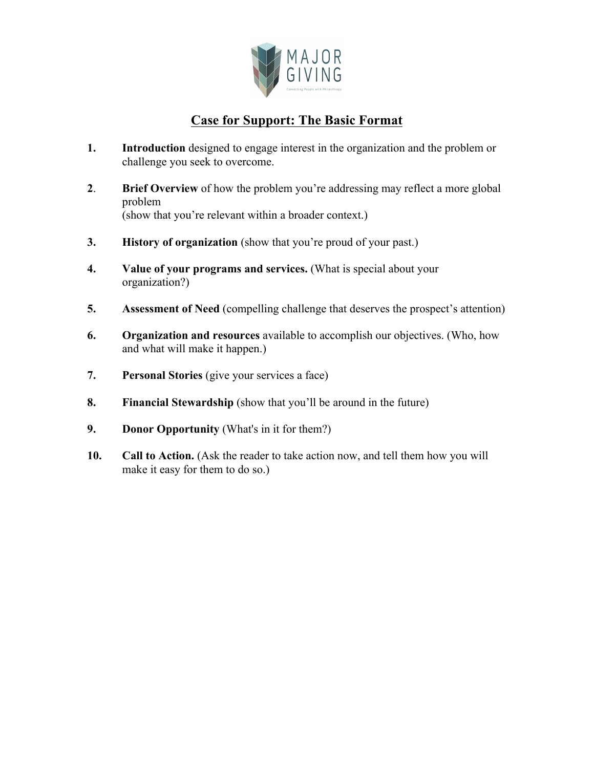# Case for Support: The Basic Format

1. **Introduction** designed to engage interest in the organization and the problem or challenge you seek to overcome.

2. **Brief Overview** of how the problem you're addressing may reflect a more global problem
   (show that you're relevant within a broader context.)

3. **History of organization** (show that you're proud of your past.)

4. **Value of your programs and services.** (What is special about your organization?)

5. **Assessment of Need** (compelling challenge that deserves the prospect's attention)

6. **Organization and resources** available to accomplish our objectives. (Who, how and what will make it happen.)

7. **Personal Stories** (give your services a face)

8. **Financial Stewardship** (show that you'll be around in the future)

9. **Donor Opportunity** (What's in it for them?)

10. **Call to Action.** (Ask the reader to take action now, and tell them how you will make it easy for them to do so.)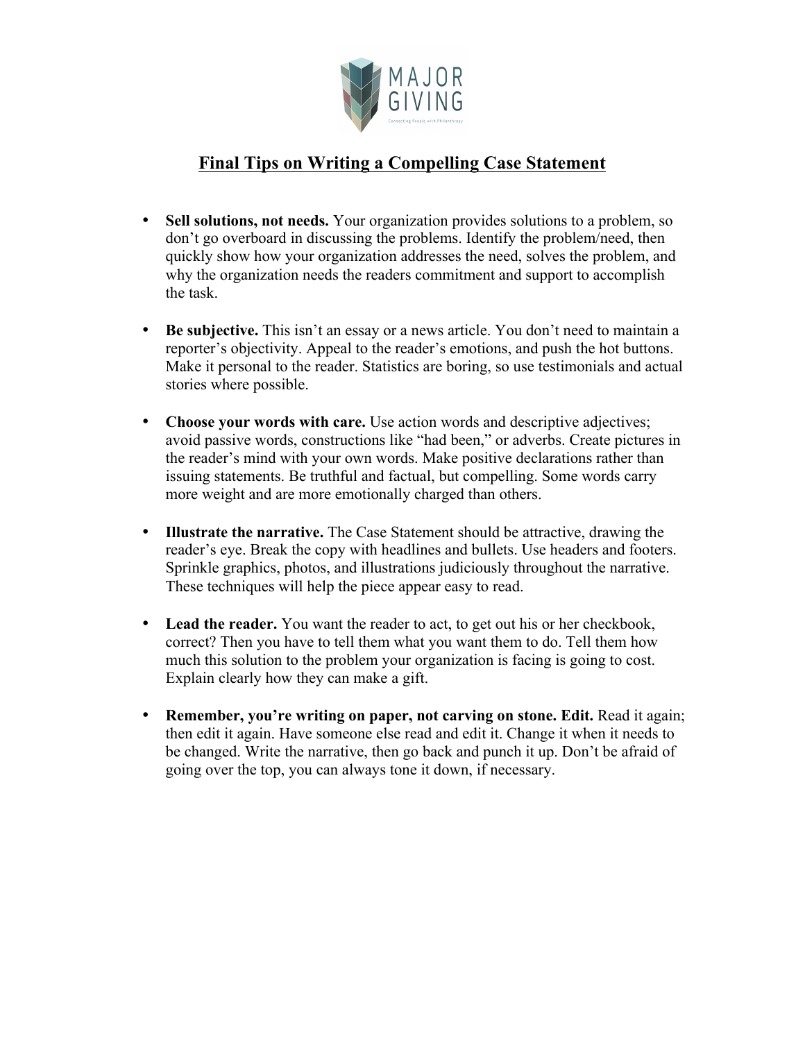# Final Tips on Writing a Compelling Case Statement

- **Sell solutions, not needs.** Your organization provides solutions to a problem, so don't go overboard in discussing the problems. Identify the problem/need, then quickly show how your organization addresses the need, solves the problem, and why the organization needs the readers commitment and support to accomplish the task.

- **Be subjective.** This isn't an essay or a news article. You don't need to maintain a reporter's objectivity. Appeal to the reader's emotions, and push the hot buttons. Make it personal to the reader. Statistics are boring, so use testimonials and actual stories where possible.

- **Choose your words with care.** Use action words and descriptive adjectives; avoid passive words, constructions like "had been," or adverbs. Create pictures in the reader's mind with your own words. Make positive declarations rather than issuing statements. Be truthful and factual, but compelling. Some words carry more weight and are more emotionally charged than others.

- **Illustrate the narrative.** The Case Statement should be attractive, drawing the reader's eye. Break the copy with headlines and bullets. Use headers and footers. Sprinkle graphics, photos, and illustrations judiciously throughout the narrative. These techniques will help the piece appear easy to read.

- **Lead the reader.** You want the reader to act, to get out his or her checkbook, correct? Then you have to tell them what you want them to do. Tell them how much this solution to the problem your organization is facing is going to cost. Explain clearly how they can make a gift.

- **Remember, you're writing on paper, not carving on stone. Edit.** Read it again; then edit it again. Have someone else read and edit it. Change it when it needs to be changed. Write the narrative, then go back and punch it up. Don't be afraid of going over the top, you can always tone it down, if necessary.